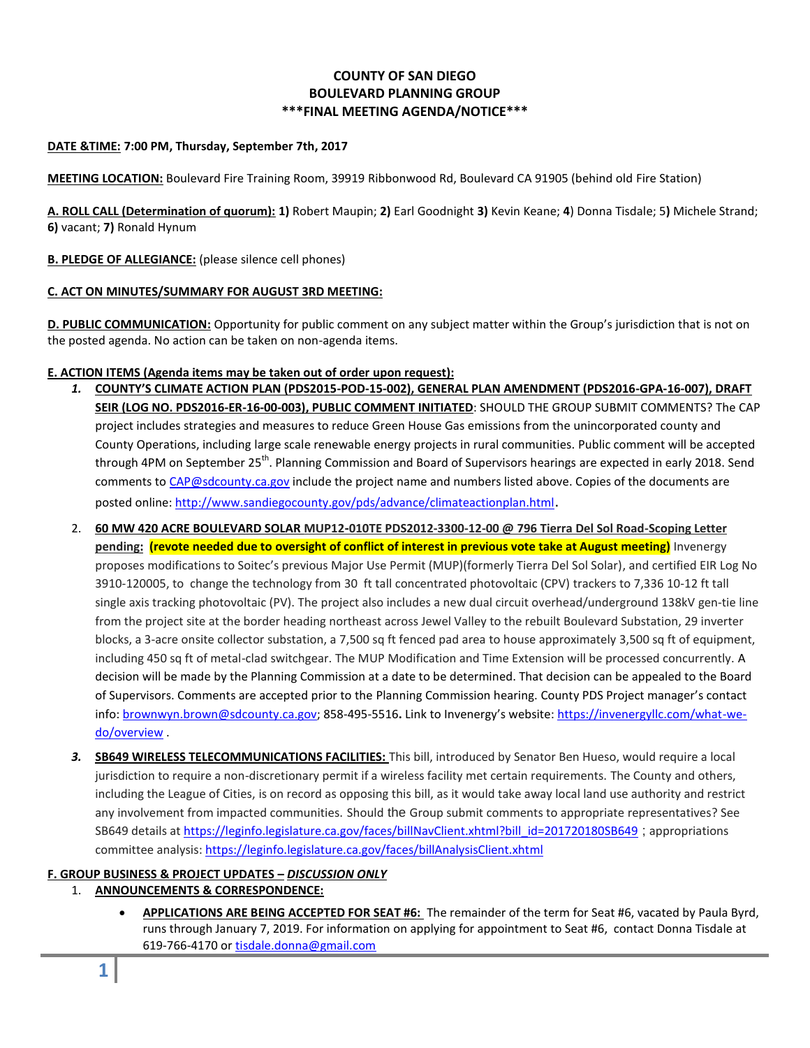**COUNTY OF SAN DIEGO**
**BOULEVARD PLANNING GROUP**
**\*\*\*FINAL MEETING AGENDA/NOTICE\*\*\***

**DATE &TIME: 7:00 PM, Thursday, September 7th, 2017**

**MEETING LOCATION:** Boulevard Fire Training Room, 39919 Ribbonwood Rd, Boulevard CA 91905 (behind old Fire Station)

**A. ROLL CALL (Determination of quorum): 1)** Robert Maupin; **2)** Earl Goodnight **3)** Kevin Keane; **4**) Donna Tisdale; 5**)** Michele Strand; **6)** vacant; **7)** Ronald Hynum

**B. PLEDGE OF ALLEGIANCE:** (please silence cell phones)

**C. ACT ON MINUTES/SUMMARY FOR AUGUST 3RD MEETING:**

**D. PUBLIC COMMUNICATION:** Opportunity for public comment on any subject matter within the Group's jurisdiction that is not on the posted agenda. No action can be taken on non-agenda items.

**E. ACTION ITEMS (Agenda items may be taken out of order upon request):**

1. **COUNTY'S CLIMATE ACTION PLAN (PDS2015-POD-15-002), GENERAL PLAN AMENDMENT (PDS2016-GPA-16-007), DRAFT SEIR (LOG NO. PDS2016-ER-16-00-003), PUBLIC COMMENT INITIATED**: SHOULD THE GROUP SUBMIT COMMENTS? The CAP project includes strategies and measures to reduce Green House Gas emissions from the unincorporated county and County Operations, including large scale renewable energy projects in rural communities. Public comment will be accepted through 4PM on September 25th. Planning Commission and Board of Supervisors hearings are expected in early 2018. Send comments to CAP@sdcounty.ca.gov include the project name and numbers listed above. Copies of the documents are posted online: http://www.sandiegocounty.gov/pds/advance/climateactionplan.html.

2. **60 MW 420 ACRE BOULEVARD SOLAR MUP12-010TE PDS2012-3300-12-00 @ 796 Tierra Del Sol Road-Scoping Letter pending: (revote needed due to oversight of conflict of interest in previous vote take at August meeting)** Invenergy proposes modifications to Soitec's previous Major Use Permit (MUP)(formerly Tierra Del Sol Solar), and certified EIR Log No 3910-120005, to change the technology from 30 ft tall concentrated photovoltaic (CPV) trackers to 7,336 10-12 ft tall single axis tracking photovoltaic (PV). The project also includes a new dual circuit overhead/underground 138kV gen-tie line from the project site at the border heading northeast across Jewel Valley to the rebuilt Boulevard Substation, 29 inverter blocks, a 3-acre onsite collector substation, a 7,500 sq ft fenced pad area to house approximately 3,500 sq ft of equipment, including 450 sq ft of metal-clad switchgear. The MUP Modification and Time Extension will be processed concurrently. A decision will be made by the Planning Commission at a date to be determined. That decision can be appealed to the Board of Supervisors. Comments are accepted prior to the Planning Commission hearing. County PDS Project manager's contact info: brownwyn.brown@sdcounty.ca.gov; 858-495-5516**.** Link to Invenergy's website: https://invenergyllc.com/what-we-do/overview .

3. **SB649 WIRELESS TELECOMMUNICATIONS FACILITIES:** This bill, introduced by Senator Ben Hueso, would require a local jurisdiction to require a non-discretionary permit if a wireless facility met certain requirements. The County and others, including the League of Cities, is on record as opposing this bill, as it would take away local land use authority and restrict any involvement from impacted communities. Should the Group submit comments to appropriate representatives? See SB649 details at https://leginfo.legislature.ca.gov/faces/billNavClient.xhtml?bill_id=201720180SB649 ; appropriations committee analysis: https://leginfo.legislature.ca.gov/faces/billAnalysisClient.xhtml

**F. GROUP BUSINESS & PROJECT UPDATES – *DISCUSSION ONLY***

1. **ANNOUNCEMENTS & CORRESPONDENCE:**
   - **APPLICATIONS ARE BEING ACCEPTED FOR SEAT #6:** The remainder of the term for Seat #6, vacated by Paula Byrd, runs through January 7, 2019. For information on applying for appointment to Seat #6, contact Donna Tisdale at 619-766-4170 or tisdale.donna@gmail.com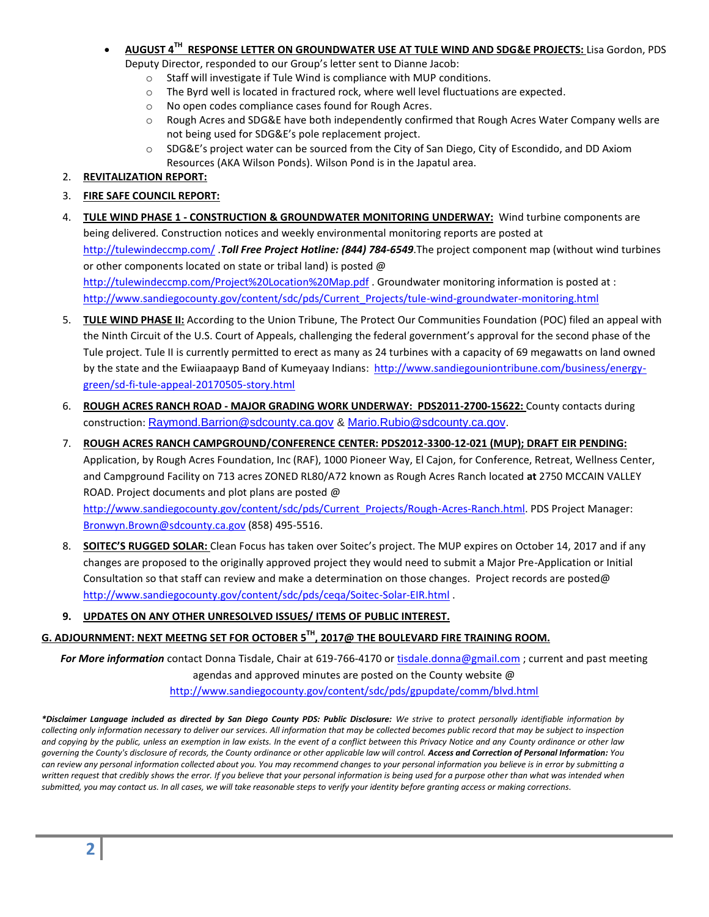- **AUGUST 4TH RESPONSE LETTER ON GROUNDWATER USE AT TULE WIND AND SDG&E PROJECTS:** Lisa Gordon, PDS Deputy Director, responded to our Group's letter sent to Dianne Jacob:
  - Staff will investigate if Tule Wind is compliance with MUP conditions.
  - The Byrd well is located in fractured rock, where well level fluctuations are expected.
  - No open codes compliance cases found for Rough Acres.
  - Rough Acres and SDG&E have both independently confirmed that Rough Acres Water Company wells are not being used for SDG&E's pole replacement project.
  - SDG&E's project water can be sourced from the City of San Diego, City of Escondido, and DD Axiom Resources (AKA Wilson Ponds). Wilson Pond is in the Japatul area.

2. **REVITALIZATION REPORT:**
3. **FIRE SAFE COUNCIL REPORT:**
4. **TULE WIND PHASE 1 - CONSTRUCTION & GROUNDWATER MONITORING UNDERWAY:** Wind turbine components are being delivered. Construction notices and weekly environmental monitoring reports are posted at http://tulewindeccmp.com/ .***Toll Free Project Hotline: (844) 784-6549***.The project component map (without wind turbines or other components located on state or tribal land) is posted @ http://tulewindeccmp.com/Project%20Location%20Map.pdf . Groundwater monitoring information is posted at : http://www.sandiegocounty.gov/content/sdc/pds/Current_Projects/tule-wind-groundwater-monitoring.html
5. **TULE WIND PHASE II:** According to the Union Tribune, The Protect Our Communities Foundation (POC) filed an appeal with the Ninth Circuit of the U.S. Court of Appeals, challenging the federal government's approval for the second phase of the Tule project. Tule II is currently permitted to erect as many as 24 turbines with a capacity of 69 megawatts on land owned by the state and the Ewiiaapaayp Band of Kumeyaay Indians: http://www.sandiegouniontribune.com/business/energy-green/sd-fi-tule-appeal-20170505-story.html
6. **ROUGH ACRES RANCH ROAD - MAJOR GRADING WORK UNDERWAY: PDS2011-2700-15622:** County contacts during construction: Raymond.Barrion@sdcounty.ca.gov & Mario.Rubio@sdcounty.ca.gov.
7. **ROUGH ACRES RANCH CAMPGROUND/CONFERENCE CENTER: PDS2012-3300-12-021 (MUP); DRAFT EIR PENDING:** Application, by Rough Acres Foundation, Inc (RAF), 1000 Pioneer Way, El Cajon, for Conference, Retreat, Wellness Center, and Campground Facility on 713 acres ZONED RL80/A72 known as Rough Acres Ranch located **at** 2750 MCCAIN VALLEY ROAD. Project documents and plot plans are posted @ http://www.sandiegocounty.gov/content/sdc/pds/Current_Projects/Rough-Acres-Ranch.html. PDS Project Manager: Bronwyn.Brown@sdcounty.ca.gov (858) 495-5516.
8. **SOITEC'S RUGGED SOLAR:** Clean Focus has taken over Soitec's project. The MUP expires on October 14, 2017 and if any changes are proposed to the originally approved project they would need to submit a Major Pre-Application or Initial Consultation so that staff can review and make a determination on those changes. Project records are posted@ http://www.sandiegocounty.gov/content/sdc/pds/ceqa/Soitec-Solar-EIR.html .
9. **UPDATES ON ANY OTHER UNRESOLVED ISSUES/ ITEMS OF PUBLIC INTEREST.**

**G. ADJOURNMENT: NEXT MEETNG SET FOR OCTOBER 5TH, 2017@ THE BOULEVARD FIRE TRAINING ROOM.**

***For More information*** contact Donna Tisdale, Chair at 619-766-4170 or tisdale.donna@gmail.com ; current and past meeting agendas and approved minutes are posted on the County website @ http://www.sandiegocounty.gov/content/sdc/pds/gpupdate/comm/blvd.html

***\*Disclaimer Language included as directed by San Diego County PDS: Public Disclosure:** We strive to protect personally identifiable information by collecting only information necessary to deliver our services. All information that may be collected becomes public record that may be subject to inspection and copying by the public, unless an exemption in law exists. In the event of a conflict between this Privacy Notice and any County ordinance or other law governing the County's disclosure of records, the County ordinance or other applicable law will control. **Access and Correction of Personal Information:** You can review any personal information collected about you. You may recommend changes to your personal information you believe is in error by submitting a written request that credibly shows the error. If you believe that your personal information is being used for a purpose other than what was intended when submitted, you may contact us. In all cases, we will take reasonable steps to verify your identity before granting access or making corrections.*